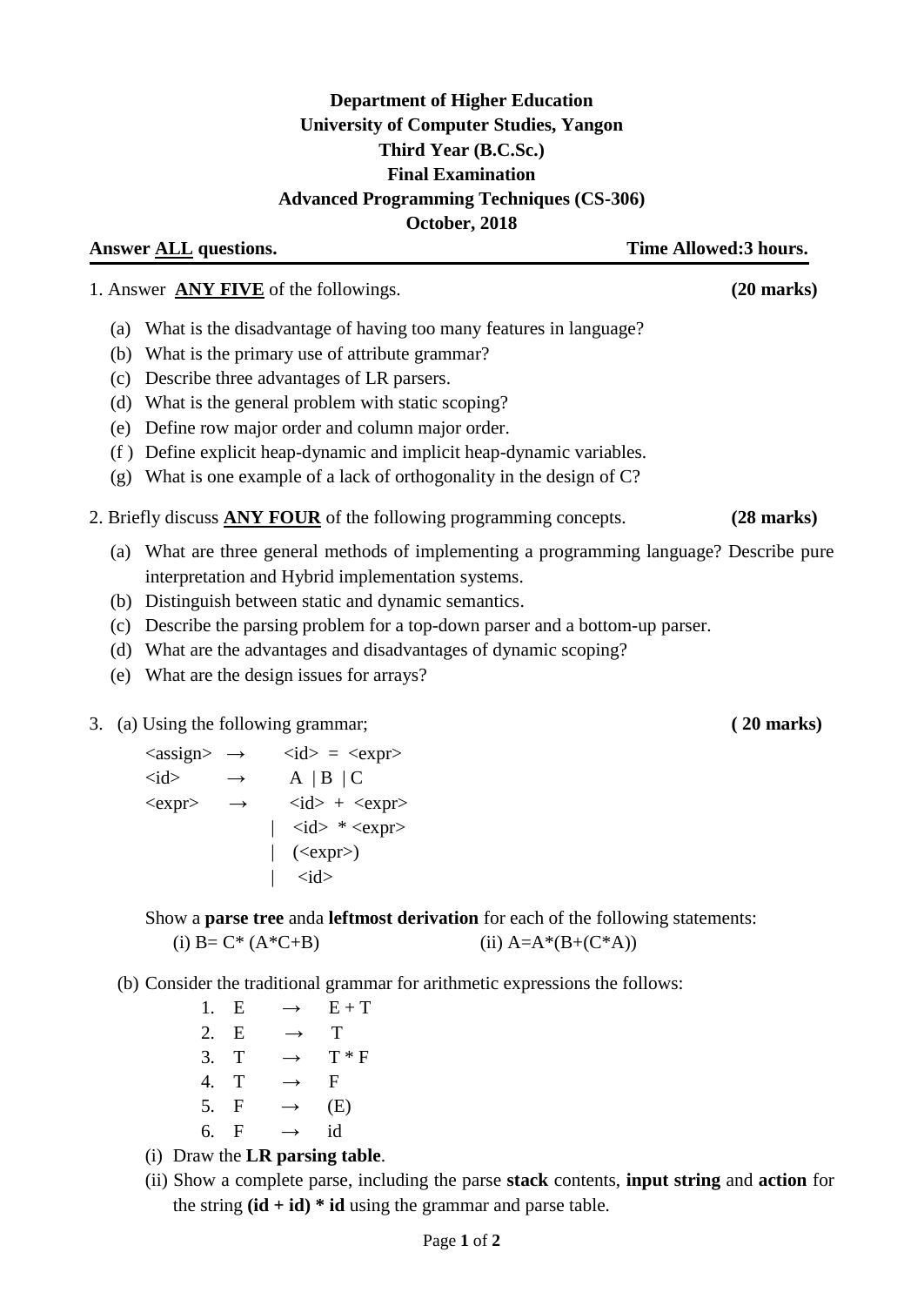**Department of Higher Education**
**University of Computer Studies, Yangon**
**Third Year (B.C.Sc.)**
**Final Examination**
**Advanced Programming Techniques (CS-306)**
**October, 2018**

**Answer ALL questions.** **Time Allowed:3 hours.**

1. Answer **ANY FIVE** of the followings. **(20 marks)**

   (a) What is the disadvantage of having too many features in language?
   (b) What is the primary use of attribute grammar?
   (c) Describe three advantages of LR parsers.
   (d) What is the general problem with static scoping?
   (e) Define row major order and column major order.
   (f ) Define explicit heap-dynamic and implicit heap-dynamic variables.
   (g) What is one example of a lack of orthogonality in the design of C?

2. Briefly discuss **ANY FOUR** of the following programming concepts. **(28 marks)**

   (a) What are three general methods of implementing a programming language? Describe pure interpretation and Hybrid implementation systems.
   (b) Distinguish between static and dynamic semantics.
   (c) Describe the parsing problem for a top-down parser and a bottom-up parser.
   (d) What are the advantages and disadvantages of dynamic scoping?
   (e) What are the design issues for arrays?

3. (a) Using the following grammar; **( 20 marks)**

```
<assign>  →   <id> = <expr>
<id>      →   A | B | C
<expr>    →   <id> + <expr>
          |   <id> * <expr>
          |   (<expr>)
          |   <id>
```

   Show a **parse tree** anda **leftmost derivation** for each of the following statements:
   (i) B= C* (A*C+B) (ii) A=A*(B+(C*A))

   (b) Consider the traditional grammar for arithmetic expressions the follows:

   1. E → E + T
   2. E → T
   3. T → T * F
   4. T → F
   5. F → (E)
   6. F → id

   (i) Draw the **LR parsing table**.
   (ii) Show a complete parse, including the parse **stack** contents, **input string** and **action** for the string **(id + id) * id** using the grammar and parse table.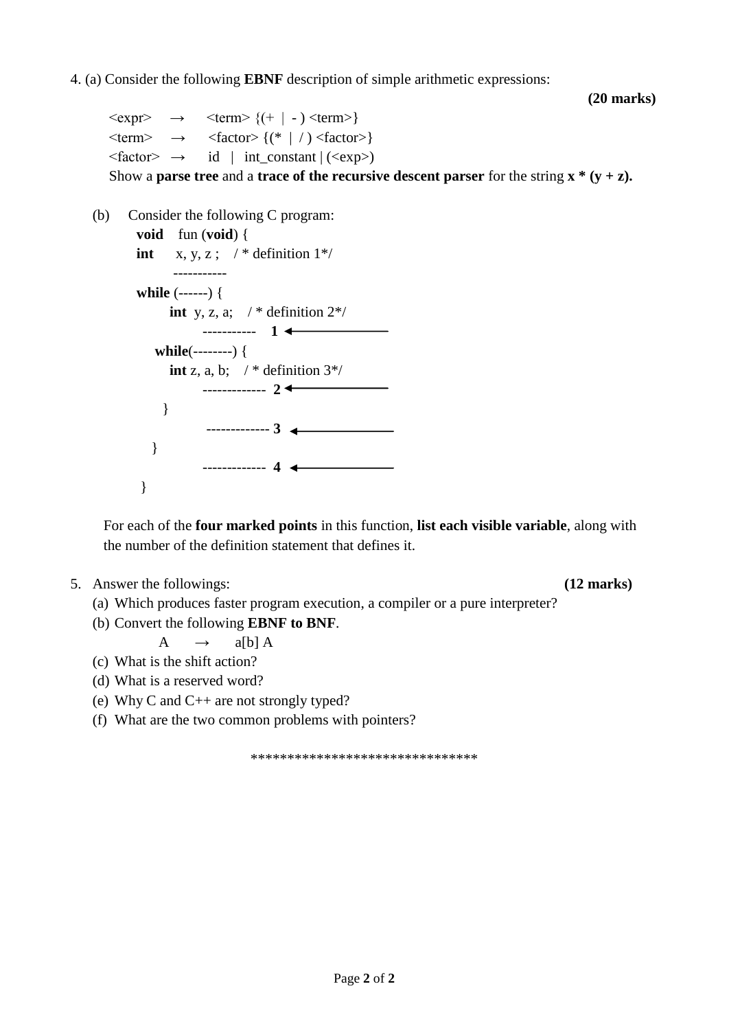4. (a) Consider the following **EBNF** description of simple arithmetic expressions: **(20 marks)**

<expr> → <term> {(+ | - ) <term>}
<term> → <factor> {(* | / ) <factor>}
<factor> → id | int_constant | (<exp>)

Show a **parse tree** and a **trace of the recursive descent parser** for the string **x * (y + z).**

(b) Consider the following C program:

```
void   fun (void) {
int     x, y, z ;   / * definition 1*/
        ----------
while (------) {
      int  y, z, a;    / * definition 2*/
            ----------   1 ◄──────────
   while(--------) {
      int z, a, b;    / * definition 3*/
            ------------  2 ◄──────────
    }
            ------------ 3  ◄──────────
  }
            ------------  4  ◄──────────
 }
```

For each of the **four marked points** in this function, **list each visible variable**, along with the number of the definition statement that defines it.

5. Answer the followings: **(12 marks)**
   (a) Which produces faster program execution, a compiler or a pure interpreter?
   (b) Convert the following **EBNF to BNF**.

       A → a[b] A

   (c) What is the shift action?
   (d) What is a reserved word?
   (e) Why C and C++ are not strongly typed?
   (f) What are the two common problems with pointers?

*******************************